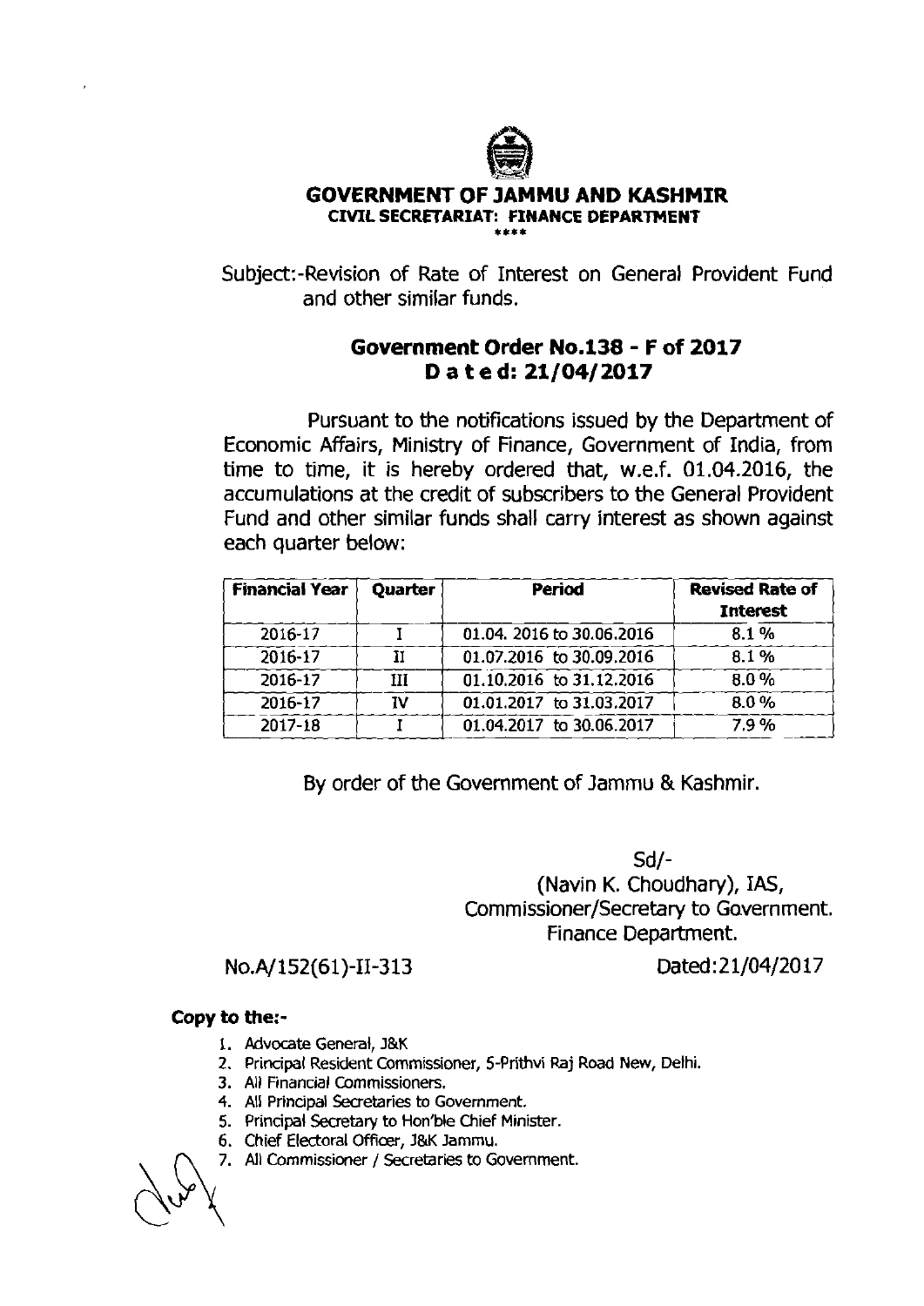# GOVERNMENT OF JAMMU AND KASHMIR

**CIVIL SECRETARIAT: FINANCE DEPARTMENT**

\*\*\*\*

Subject:-Revision of Rate of Interest on General Provident Fund and other similar funds.

## Government Order No.138 - F of 2017
## D a t e d: 21/04/2017

Pursuant to the notifications issued by the Department of Economic Affairs, Ministry of Finance, Government of India, from time to time, it is hereby ordered that, w.e.f. 01.04.2016, the accumulations at the credit of subscribers to the General Provident Fund and other similar funds shall carry interest as shown against each quarter below:

| Financial Year | Quarter | Period | Revised Rate of Interest |
|---|---|---|---|
| 2016-17 | I | 01.04. 2016 to 30.06.2016 | 8.1 % |
| 2016-17 | II | 01.07.2016 to 30.09.2016 | 8.1 % |
| 2016-17 | III | 01.10.2016 to 31.12.2016 | 8.0 % |
| 2016-17 | IV | 01.01.2017 to 31.03.2017 | 8.0 % |
| 2017-18 | I | 01.04.2017 to 30.06.2017 | 7.9 % |

By order of the Government of Jammu & Kashmir.

Sd/-
(Navin K. Choudhary), IAS,
Commissioner/Secretary to Government.
Finance Department.

No.A/152(61)-II-313 Dated:21/04/2017

**Copy to the:-**

1. Advocate General, J&K
2. Principal Resident Commissioner, 5-Prithvi Raj Road New, Delhi.
3. All Financial Commissioners.
4. All Principal Secretaries to Government.
5. Principal Secretary to Hon'ble Chief Minister.
6. Chief Electoral Officer, J&K Jammu.
7. All Commissioner / Secretaries to Government.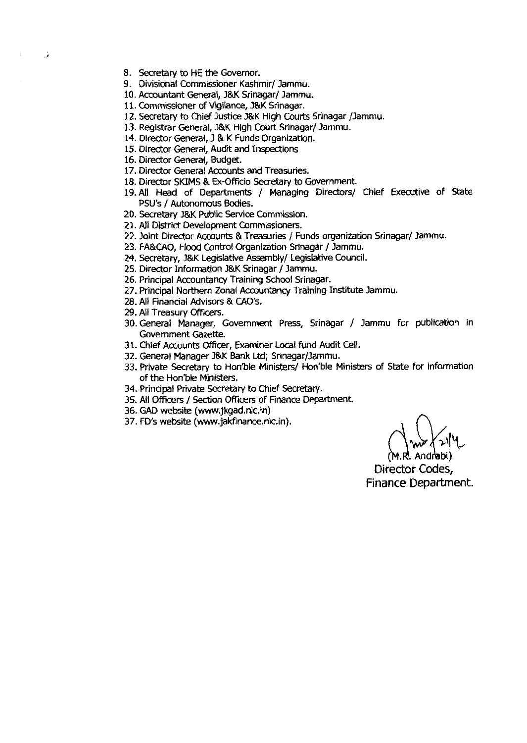8. Secretary to HE the Governor.
9. Divisional Commissioner Kashmir/ Jammu.
10. Accountant General, J&K Srinagar/ Jammu.
11. Commissioner of Vigilance, J&K Srinagar.
12. Secretary to Chief Justice J&K High Courts Srinagar /Jammu.
13. Registrar General, J&K High Court Srinagar/ Jammu.
14. Director General, J & K Funds Organization.
15. Director General, Audit and Inspections
16. Director General, Budget.
17. Director General Accounts and Treasuries.
18. Director SKIMS & Ex-Officio Secretary to Government.
19. All Head of Departments / Managing Directors/ Chief Executive of State PSU's / Autonomous Bodies.
20. Secretary J&K Public Service Commission.
21. All District Development Commissioners.
22. Joint Director Accounts & Treasuries / Funds organization Srinagar/ Jammu.
23. FA&CAO, Flood Control Organization Srinagar / Jammu.
24. Secretary, J&K Legislative Assembly/ Legislative Council.
25. Director Information J&K Srinagar / Jammu.
26. Principal Accountancy Training School Srinagar.
27. Principal Northern Zonal Accountancy Training Institute Jammu.
28. All Financial Advisors & CAO's.
29. All Treasury Officers.
30. General Manager, Government Press, Srinagar / Jammu for publication in Government Gazette.
31. Chief Accounts Officer, Examiner Local fund Audit Cell.
32. General Manager J&K Bank Ltd; Srinagar/Jammu.
33. Private Secretary to Hon'ble Ministers/ Hon'ble Ministers of State for information of the Hon'ble Ministers.
34. Principal Private Secretary to Chief Secretary.
35. All Officers / Section Officers of Finance Department.
36. GAD website (www.jkgad.nic.in)
37. FD's website (www.jakfinance.nic.in).

(M.R. Andrabi)
Director Codes,
Finance Department.